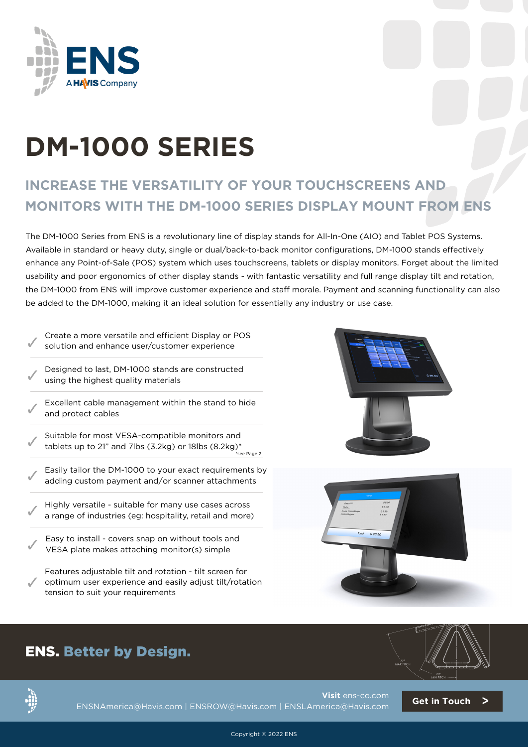ENS
A HAVIS Company

# DM-1000 SERIES

## INCREASE THE VERSATILITY OF YOUR TOUCHSCREENS AND MONITORS WITH THE DM-1000 SERIES DISPLAY MOUNT FROM ENS

The DM-1000 Series from ENS is a revolutionary line of display stands for All-In-One (AIO) and Tablet POS Systems. Available in standard or heavy duty, single or dual/back-to-back monitor configurations, DM-1000 stands effectively enhance any Point-of-Sale (POS) system which uses touchscreens, tablets or display monitors. Forget about the limited usability and poor ergonomics of other display stands - with fantastic versatility and full range display tilt and rotation, the DM-1000 from ENS will improve customer experience and staff morale. Payment and scanning functionality can also be added to the DM-1000, making it an ideal solution for essentially any industry or use case.

- ✓ Create a more versatile and efficient Display or POS solution and enhance user/customer experience
- ✓ Designed to last, DM-1000 stands are constructed using the highest quality materials
- ✓ Excellent cable management within the stand to hide and protect cables
- ✓ Suitable for most VESA-compatible monitors and tablets up to 21" and 7lbs (3.2kg) or 18lbs (8.2kg)* *see Page 2
- ✓ Easily tailor the DM-1000 to your exact requirements by adding custom payment and/or scanner attachments
- ✓ Highly versatile - suitable for many use cases across a range of industries (eg: hospitality, retail and more)
- ✓ Easy to install - covers snap on without tools and VESA plate makes attaching monitor(s) simple
- ✓ Features adjustable tilt and rotation - tilt screen for optimum user experience and easily adjust tilt/rotation tension to suit your requirements

**ENS. Better by Design.**

**Visit** ens-co.com
ENSNAmerica@Havis.com | ENSROW@Havis.com | ENSLAmerica@Havis.com

**Get in Touch >**

Copyright © 2022 ENS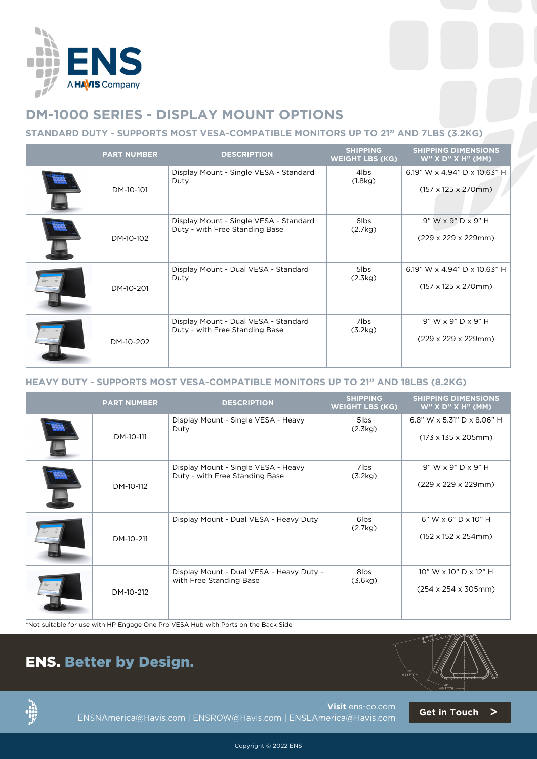## DM-1000 SERIES - DISPLAY MOUNT OPTIONS

### STANDARD DUTY - SUPPORTS MOST VESA-COMPATIBLE MONITORS UP TO 21" AND 7LBS (3.2KG)

| | PART NUMBER | DESCRIPTION | SHIPPING WEIGHT LBS (KG) | SHIPPING DIMENSIONS W" X D" X H" (MM) |
|---|---|---|---|---|
| | DM-10-101 | Display Mount - Single VESA - Standard Duty | 4lbs (1.8kg) | 6.19" W x 4.94" D x 10.63" H (157 x 125 x 270mm) |
| | DM-10-102 | Display Mount - Single VESA - Standard Duty - with Free Standing Base | 6lbs (2.7kg) | 9" W x 9" D x 9" H (229 x 229 x 229mm) |
| | DM-10-201 | Display Mount - Dual VESA - Standard Duty | 5lbs (2.3kg) | 6.19" W x 4.94" D x 10.63" H (157 x 125 x 270mm) |
| | DM-10-202 | Display Mount - Dual VESA - Standard Duty - with Free Standing Base | 7lbs (3.2kg) | 9" W x 9" D x 9" H (229 x 229 x 229mm) |

### HEAVY DUTY - SUPPORTS MOST VESA-COMPATIBLE MONITORS UP TO 21" AND 18LBS (8.2KG)

| | PART NUMBER | DESCRIPTION | SHIPPING WEIGHT LBS (KG) | SHIPPING DIMENSIONS W" X D" X H" (MM) |
|---|---|---|---|---|
| | DM-10-111 | Display Mount - Single VESA - Heavy Duty | 5lbs (2.3kg) | 6.8" W x 5.31" D x 8.06" H (173 x 135 x 205mm) |
| | DM-10-112 | Display Mount - Single VESA - Heavy Duty - with Free Standing Base | 7lbs (3.2kg) | 9" W x 9" D x 9" H (229 x 229 x 229mm) |
| | DM-10-211 | Display Mount - Dual VESA - Heavy Duty | 6lbs (2.7kg) | 6" W x 6" D x 10" H (152 x 152 x 254mm) |
| | DM-10-212 | Display Mount - Dual VESA - Heavy Duty - with Free Standing Base | 8lbs (3.6kg) | 10" W x 10" D x 12" H (254 x 254 x 305mm) |

*Not suitable for use with HP Engage One Pro VESA Hub with Ports on the Back Side

**ENS. Better by Design.**

**Visit** ens-co.com

ENSNAmerica@Havis.com | ENSROW@Havis.com | ENSLAmerica@Havis.com

**Get in Touch >**

Copyright © 2022 ENS